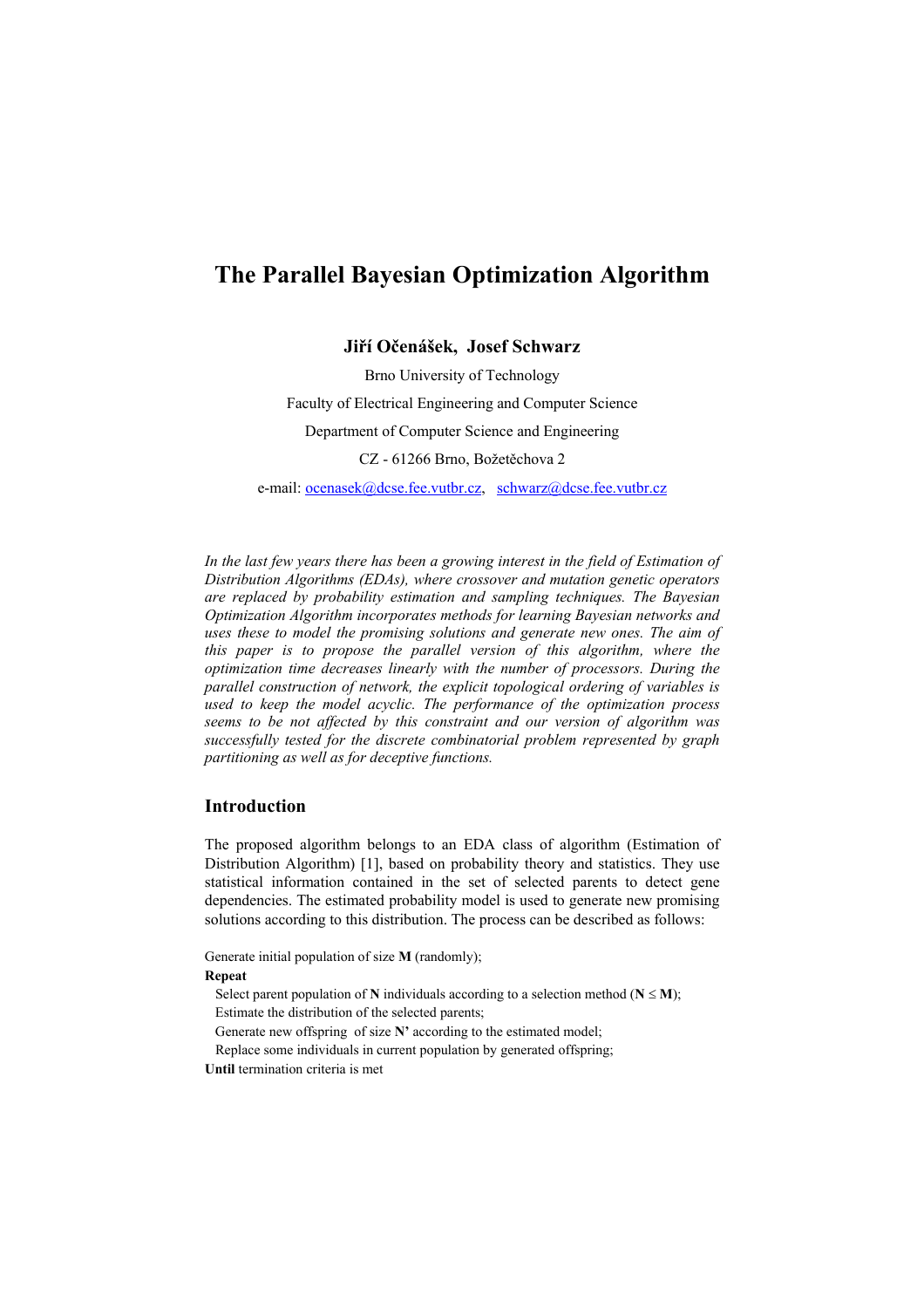# The Parallel Bayesian Optimization Algorithm

**Jiří Očenášek, Josef Schwarz**

Brno University of Technology

Faculty of Electrical Engineering and Computer Science

Department of Computer Science and Engineering

CZ - 61266 Brno, Božetěchova 2

e-mail: ocenasek@dcse.fee.vutbr.cz, schwarz@dcse.fee.vutbr.cz

*In the last few years there has been a growing interest in the field of Estimation of Distribution Algorithms (EDAs), where crossover and mutation genetic operators are replaced by probability estimation and sampling techniques. The Bayesian Optimization Algorithm incorporates methods for learning Bayesian networks and uses these to model the promising solutions and generate new ones. The aim of this paper is to propose the parallel version of this algorithm, where the optimization time decreases linearly with the number of processors. During the parallel construction of network, the explicit topological ordering of variables is used to keep the model acyclic. The performance of the optimization process seems to be not affected by this constraint and our version of algorithm was successfully tested for the discrete combinatorial problem represented by graph partitioning as well as for deceptive functions.*

## Introduction

The proposed algorithm belongs to an EDA class of algorithm (Estimation of Distribution Algorithm) [1], based on probability theory and statistics. They use statistical information contained in the set of selected parents to detect gene dependencies. The estimated probability model is used to generate new promising solutions according to this distribution. The process can be described as follows:

Generate initial population of size **M** (randomly);
**Repeat**
  Select parent population of **N** individuals according to a selection method (**N** ≤ **M**);
  Estimate the distribution of the selected parents;
  Generate new offspring of size **N’** according to the estimated model;
  Replace some individuals in current population by generated offspring;
**Until** termination criteria is met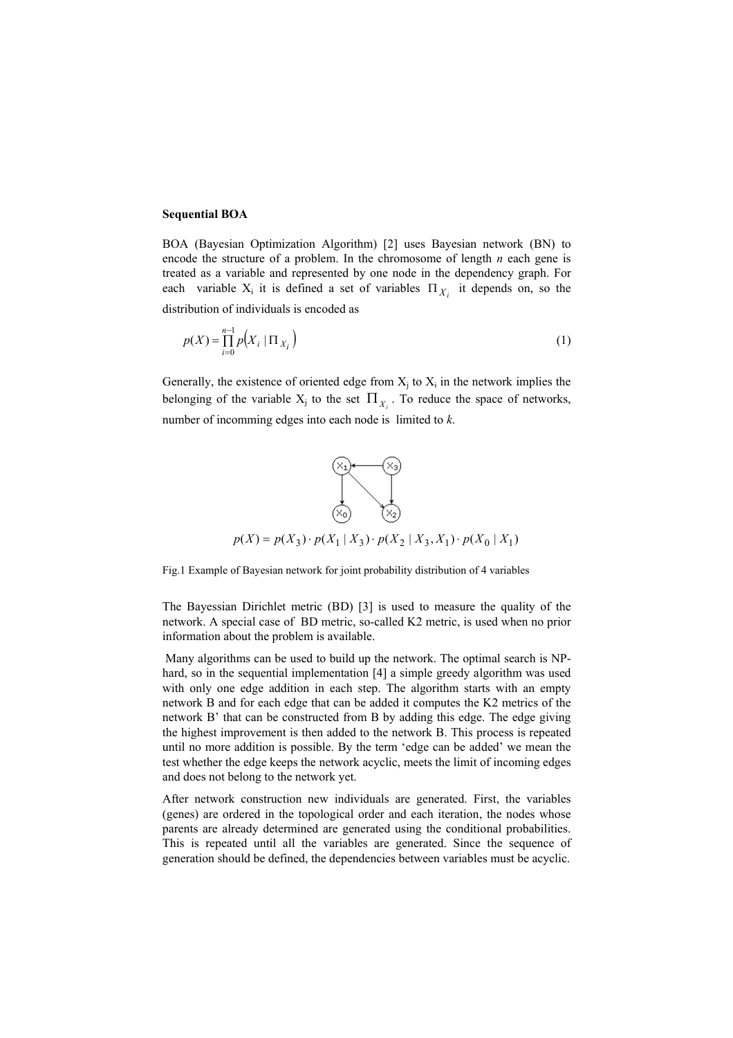**Sequential BOA**

BOA (Bayesian Optimization Algorithm) [2] uses Bayesian network (BN) to encode the structure of a problem. In the chromosome of length *n* each gene is treated as a variable and represented by one node in the dependency graph. For each variable $X_i$ it is defined a set of variables $\Pi_{X_i}$ it depends on, so the distribution of individuals is encoded as

$$p(X) = \prod_{i=0}^{n-1} p\left(X_i \mid \Pi_{X_i}\right) \tag{1}$$

Generally, the existence of oriented edge from $X_j$ to $X_i$ in the network implies the belonging of the variable $X_j$ to the set $\Pi_{X_i}$. To reduce the space of networks, number of incomming edges into each node is limited to *k*.

$$p(X) = p(X_3) \cdot p(X_1 \mid X_3) \cdot p(X_2 \mid X_3, X_1) \cdot p(X_0 \mid X_1)$$

Fig.1 Example of Bayesian network for joint probability distribution of 4 variables

The Bayessian Dirichlet metric (BD) [3] is used to measure the quality of the network. A special case of BD metric, so-called K2 metric, is used when no prior information about the problem is available.

Many algorithms can be used to build up the network. The optimal search is NP-hard, so in the sequential implementation [4] a simple greedy algorithm was used with only one edge addition in each step. The algorithm starts with an empty network B and for each edge that can be added it computes the K2 metrics of the network B' that can be constructed from B by adding this edge. The edge giving the highest improvement is then added to the network B. This process is repeated until no more addition is possible. By the term 'edge can be added' we mean the test whether the edge keeps the network acyclic, meets the limit of incoming edges and does not belong to the network yet.

After network construction new individuals are generated. First, the variables (genes) are ordered in the topological order and each iteration, the nodes whose parents are already determined are generated using the conditional probabilities. This is repeated until all the variables are generated. Since the sequence of generation should be defined, the dependencies between variables must be acyclic.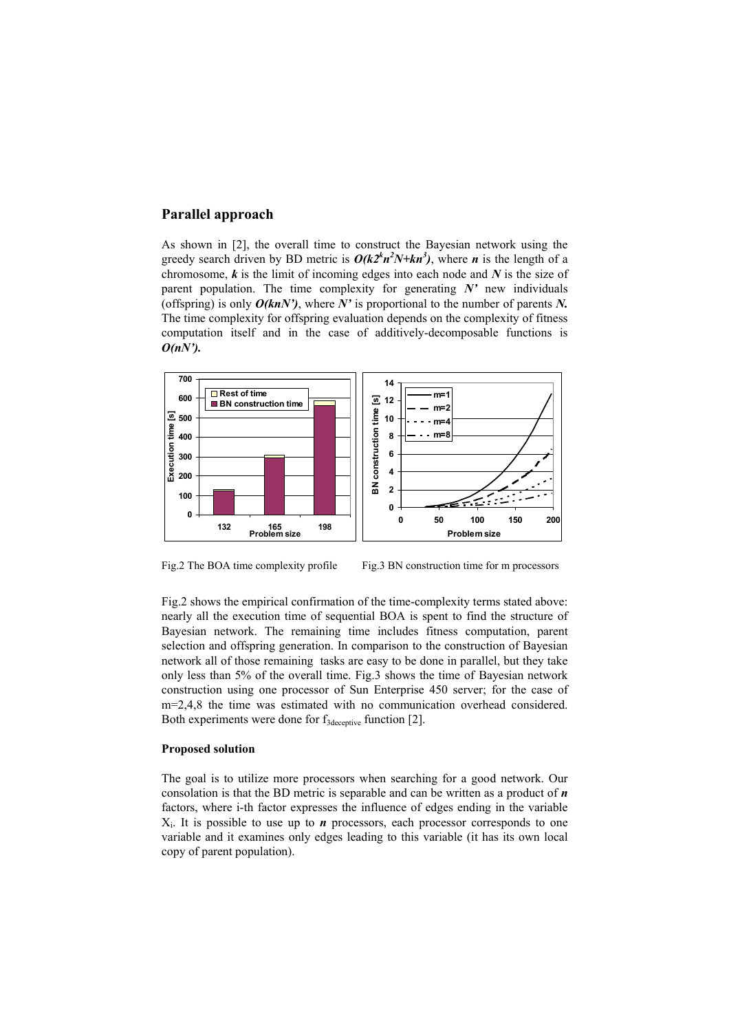## Parallel approach

As shown in [2], the overall time to construct the Bayesian network using the greedy search driven by BD metric is $O(k2^k n^2 N + kn^3)$, where $n$ is the length of a chromosome, $k$ is the limit of incoming edges into each node and $N$ is the size of parent population. The time complexity for generating $N'$ new individuals (offspring) is only $O(knN')$, where $N'$ is proportional to the number of parents $N$. The time complexity for offspring evaluation depends on the complexity of fitness computation itself and in the case of additively-decomposable functions is $O(nN')$.

Fig.2 The BOA time complexity profile

Fig.3 BN construction time for m processors

Fig.2 shows the empirical confirmation of the time-complexity terms stated above: nearly all the execution time of sequential BOA is spent to find the structure of Bayesian network. The remaining time includes fitness computation, parent selection and offspring generation. In comparison to the construction of Bayesian network all of those remaining tasks are easy to be done in parallel, but they take only less than 5% of the overall time. Fig.3 shows the time of Bayesian network construction using one processor of Sun Enterprise 450 server; for the case of m=2,4,8 the time was estimated with no communication overhead considered. Both experiments were done for $f_{3deceptive}$ function [2].

### Proposed solution

The goal is to utilize more processors when searching for a good network. Our consolation is that the BD metric is separable and can be written as a product of $n$ factors, where i-th factor expresses the influence of edges ending in the variable $X_i$. It is possible to use up to $n$ processors, each processor corresponds to one variable and it examines only edges leading to this variable (it has its own local copy of parent population).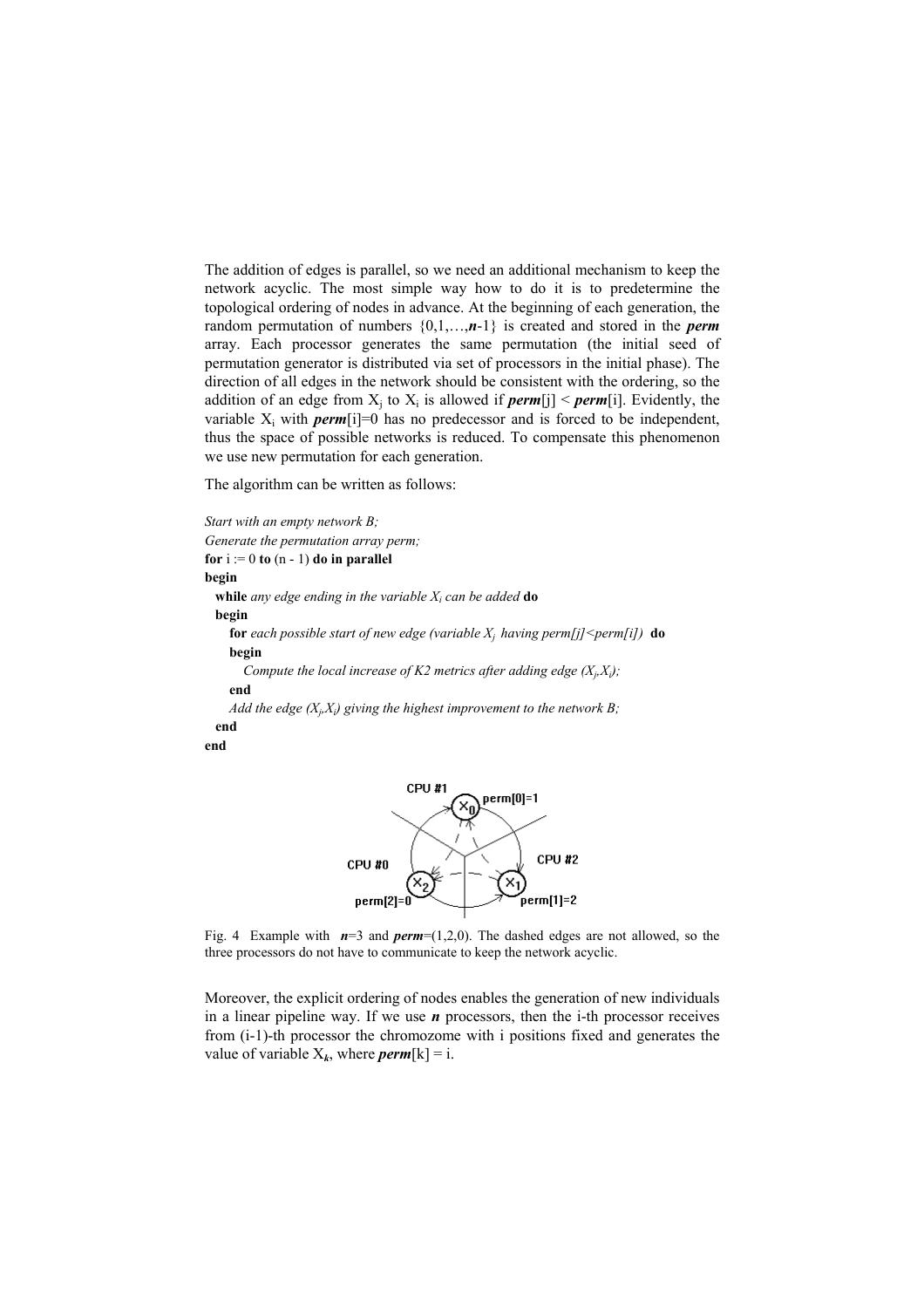The addition of edges is parallel, so we need an additional mechanism to keep the network acyclic. The most simple way how to do it is to predetermine the topological ordering of nodes in advance. At the beginning of each generation, the random permutation of numbers $\{0,1,\ldots,\boldsymbol{n}-1\}$ is created and stored in the ***perm*** array. Each processor generates the same permutation (the initial seed of permutation generator is distributed via set of processors in the initial phase). The direction of all edges in the network should be consistent with the ordering, so the addition of an edge from $X_j$ to $X_i$ is allowed if ***perm***[j] < ***perm***[i]. Evidently, the variable $X_i$ with ***perm***[i]=0 has no predecessor and is forced to be independent, thus the space of possible networks is reduced. To compensate this phenomenon we use new permutation for each generation.

The algorithm can be written as follows:

*Start with an empty network B;*
*Generate the permutation array perm;*
**for** i := 0 **to** (n - 1) **do in parallel**
**begin**
&nbsp;&nbsp;**while** *any edge ending in the variable $X_i$ can be added* **do**
&nbsp;&nbsp;**begin**
&nbsp;&nbsp;&nbsp;&nbsp;**for** *each possible start of new edge (variable $X_j$ having perm[j]<perm[i])* **do**
&nbsp;&nbsp;&nbsp;&nbsp;**begin**
&nbsp;&nbsp;&nbsp;&nbsp;&nbsp;&nbsp;*Compute the local increase of K2 metrics after adding edge $(X_j,X_i)$;*
&nbsp;&nbsp;&nbsp;&nbsp;**end**
&nbsp;&nbsp;&nbsp;&nbsp;*Add the edge $(X_j,X_i)$ giving the highest improvement to the network B;*
&nbsp;&nbsp;**end**
**end**

Fig. 4 Example with $\boldsymbol{n}$=3 and ***perm***=(1,2,0). The dashed edges are not allowed, so the three processors do not have to communicate to keep the network acyclic.

Moreover, the explicit ordering of nodes enables the generation of new individuals in a linear pipeline way. If we use $\boldsymbol{n}$ processors, then the i-th processor receives from (i-1)-th processor the chromozome with i positions fixed and generates the value of variable $X_{\boldsymbol{k}}$, where ***perm***[k] = i.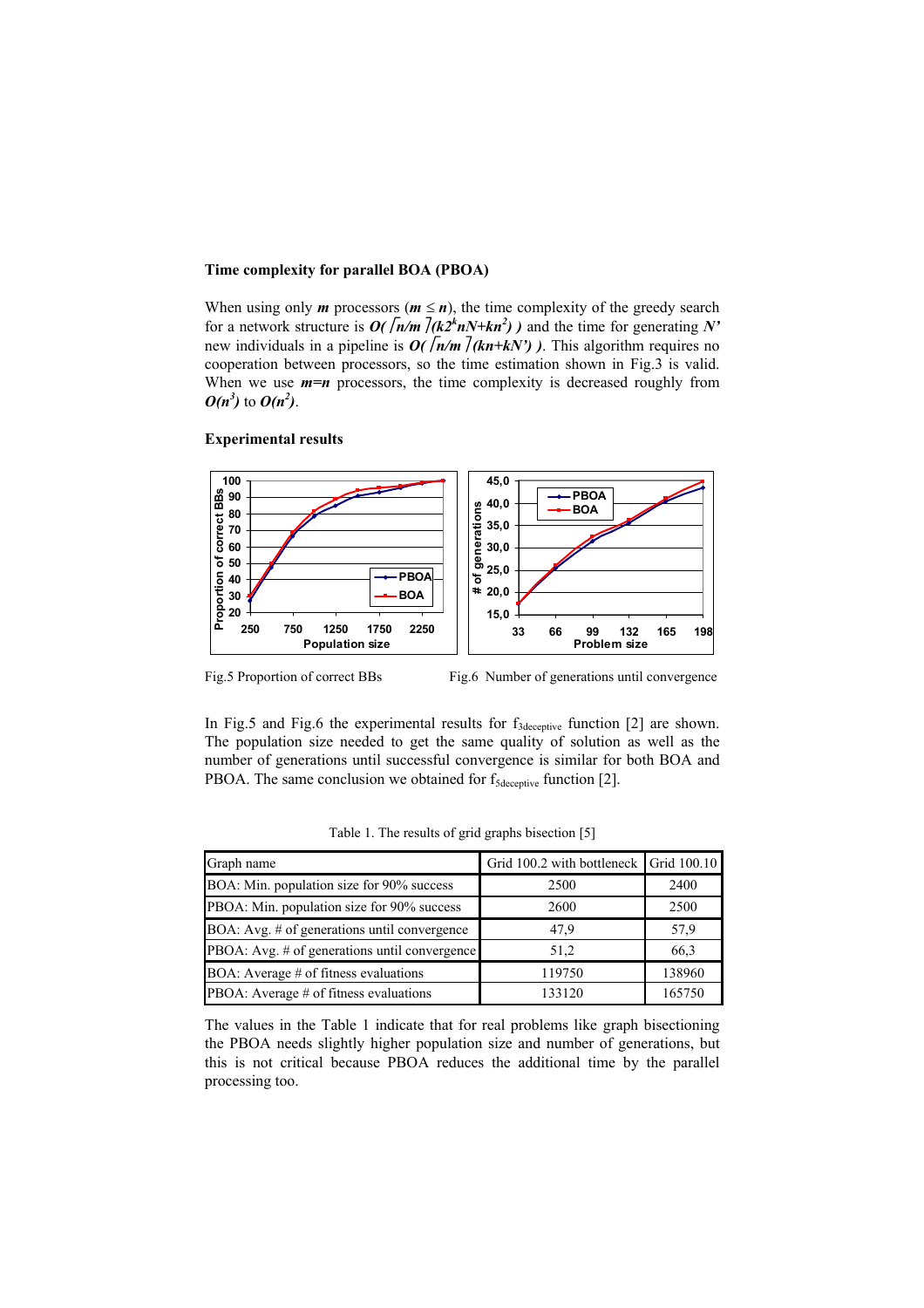**Time complexity for parallel BOA (PBOA)**

When using only $\boldsymbol{m}$ processors ($\boldsymbol{m} \leq \boldsymbol{n}$), the time complexity of the greedy search for a network structure is $\boldsymbol{O(\lceil n/m \rceil (k2^k nN+kn^2))}$ and the time for generating $\boldsymbol{N'}$ new individuals in a pipeline is $\boldsymbol{O(\lceil n/m \rceil (kn+kN'))}$. This algorithm requires no cooperation between processors, so the time estimation shown in Fig.3 is valid. When we use $\boldsymbol{m=n}$ processors, the time complexity is decreased roughly from $\boldsymbol{O(n^3)}$ to $\boldsymbol{O(n^2)}$.

**Experimental results**

Fig.5 Proportion of correct BBs

Fig.6 Number of generations until convergence

In Fig.5 and Fig.6 the experimental results for $f_{3deceptive}$ function [2] are shown. The population size needed to get the same quality of solution as well as the number of generations until successful convergence is similar for both BOA and PBOA. The same conclusion we obtained for $f_{5deceptive}$ function [2].

Table 1. The results of grid graphs bisection [5]

| Graph name | Grid 100.2 with bottleneck | Grid 100.10 |
|---|---|---|
| BOA: Min. population size for 90% success | 2500 | 2400 |
| PBOA: Min. population size for 90% success | 2600 | 2500 |
| BOA: Avg. # of generations until convergence | 47,9 | 57,9 |
| PBOA: Avg. # of generations until convergence | 51,2 | 66,3 |
| BOA: Average # of fitness evaluations | 119750 | 138960 |
| PBOA: Average # of fitness evaluations | 133120 | 165750 |

The values in the Table 1 indicate that for real problems like graph bisectioning the PBOA needs slightly higher population size and number of generations, but this is not critical because PBOA reduces the additional time by the parallel processing too.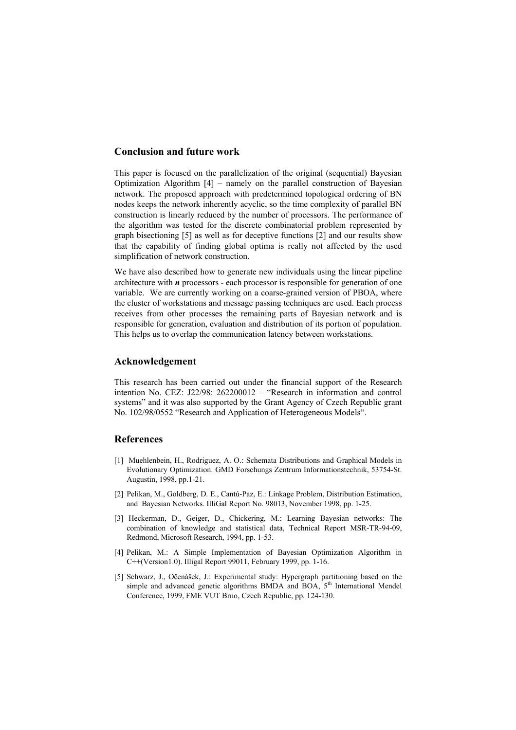## Conclusion and future work

This paper is focused on the parallelization of the original (sequential) Bayesian Optimization Algorithm [4] – namely on the parallel construction of Bayesian network. The proposed approach with predetermined topological ordering of BN nodes keeps the network inherently acyclic, so the time complexity of parallel BN construction is linearly reduced by the number of processors. The performance of the algorithm was tested for the discrete combinatorial problem represented by graph bisectioning [5] as well as for deceptive functions [2] and our results show that the capability of finding global optima is really not affected by the used simplification of network construction.

We have also described how to generate new individuals using the linear pipeline architecture with ***n*** processors - each processor is responsible for generation of one variable. We are currently working on a coarse-grained version of PBOA, where the cluster of workstations and message passing techniques are used. Each process receives from other processes the remaining parts of Bayesian network and is responsible for generation, evaluation and distribution of its portion of population. This helps us to overlap the communication latency between workstations.

## Acknowledgement

This research has been carried out under the financial support of the Research intention No. CEZ: J22/98: 262200012 – "Research in information and control systems" and it was also supported by the Grant Agency of Czech Republic grant No. 102/98/0552 "Research and Application of Heterogeneous Models".

## References

[1] Muehlenbein, H., Rodriguez, A. O.: Schemata Distributions and Graphical Models in Evolutionary Optimization. GMD Forschungs Zentrum Informationstechnik, 53754-St. Augustin, 1998, pp.1-21.

[2] Pelikan, M., Goldberg, D. E., Cantú-Paz, E.: Linkage Problem, Distribution Estimation, and Bayesian Networks. IlliGal Report No. 98013, November 1998, pp. 1-25.

[3] Heckerman, D., Geiger, D., Chickering, M.: Learning Bayesian networks: The combination of knowledge and statistical data, Technical Report MSR-TR-94-09, Redmond, Microsoft Research, 1994, pp. 1-53.

[4] Pelikan, M.: A Simple Implementation of Bayesian Optimization Algorithm in C++(Version1.0). Illigal Report 99011, February 1999, pp. 1-16.

[5] Schwarz, J., Očenášek, J.: Experimental study: Hypergraph partitioning based on the simple and advanced genetic algorithms BMDA and BOA, 5th International Mendel Conference, 1999, FME VUT Brno, Czech Republic, pp. 124-130.